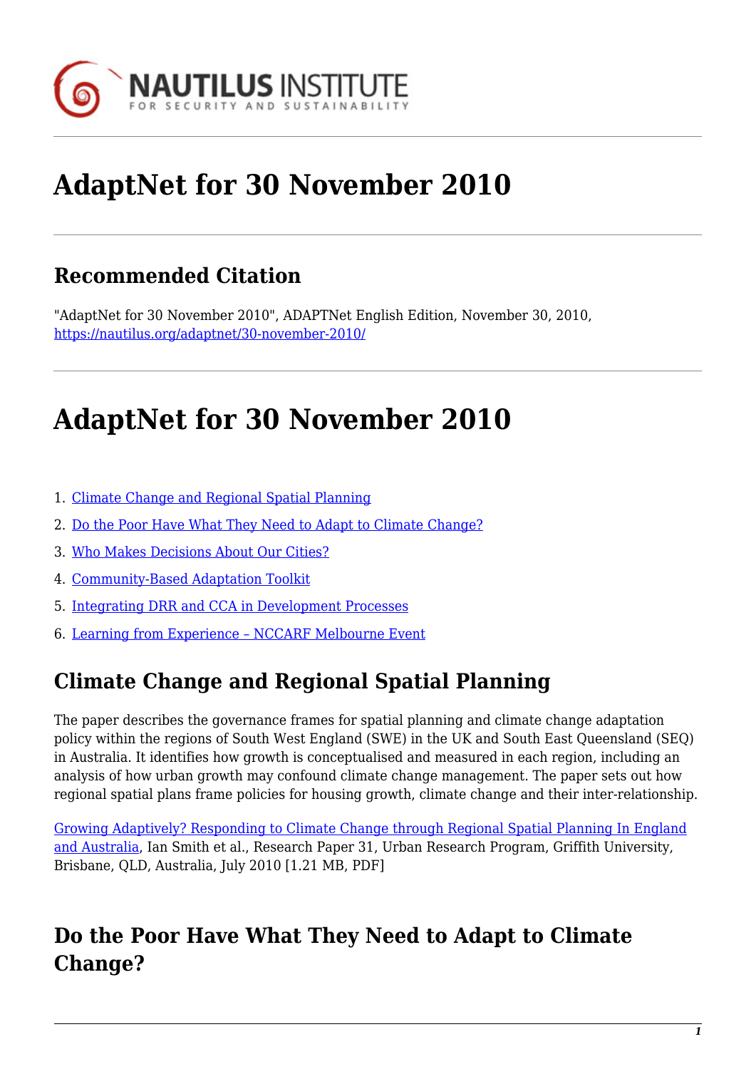# AdaptNet for 30 November 2010

## Recommended Citation

"AdaptNet for 30 November 2010", ADAPTNet English Edition, November 30, 2010, https://nautilus.org/adaptnet/30-november-2010/

# AdaptNet for 30 November 2010

1. Climate Change and Regional Spatial Planning
2. Do the Poor Have What They Need to Adapt to Climate Change?
3. Who Makes Decisions About Our Cities?
4. Community-Based Adaptation Toolkit
5. Integrating DRR and CCA in Development Processes
6. Learning from Experience – NCCARF Melbourne Event

## Climate Change and Regional Spatial Planning

The paper describes the governance frames for spatial planning and climate change adaptation policy within the regions of South West England (SWE) in the UK and South East Queensland (SEQ) in Australia. It identifies how growth is conceptualised and measured in each region, including an analysis of how urban growth may confound climate change management. The paper sets out how regional spatial plans frame policies for housing growth, climate change and their inter-relationship.

Growing Adaptively? Responding to Climate Change through Regional Spatial Planning In England and Australia, Ian Smith et al., Research Paper 31, Urban Research Program, Griffith University, Brisbane, QLD, Australia, July 2010 [1.21 MB, PDF]

## Do the Poor Have What They Need to Adapt to Climate Change?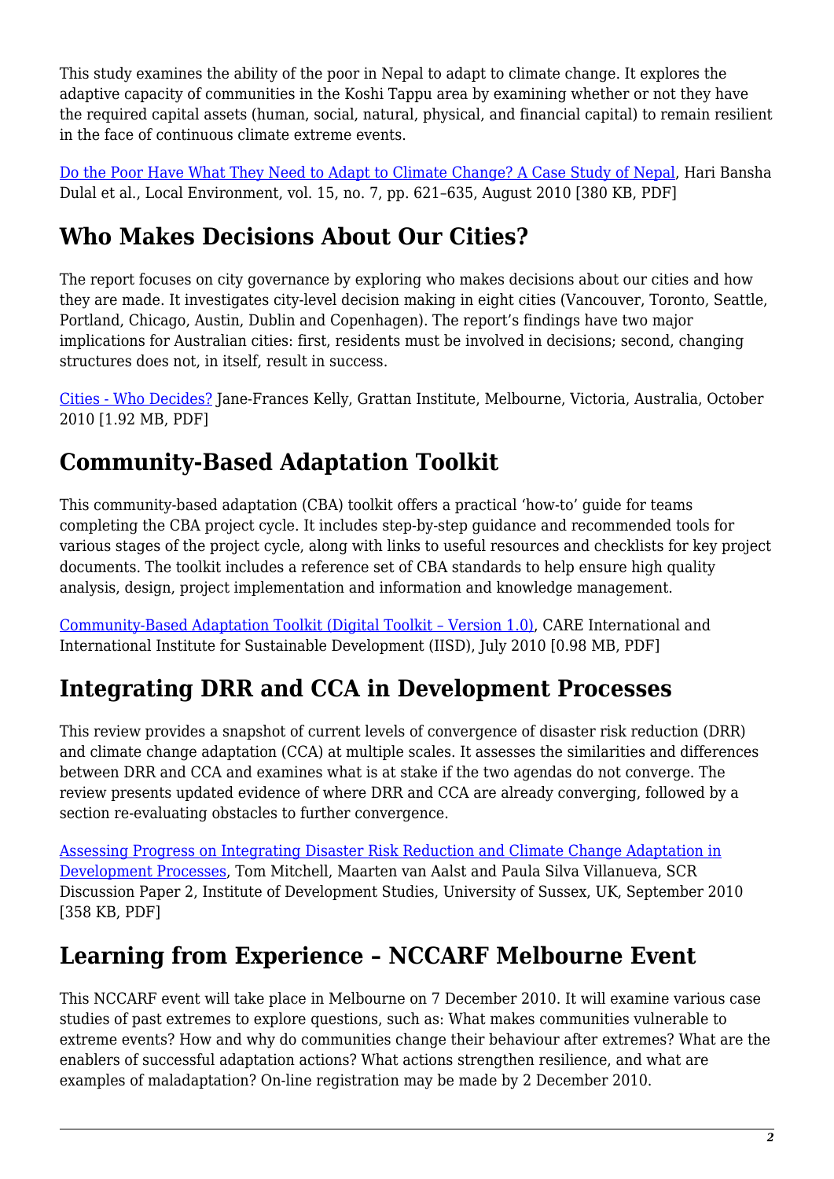This study examines the ability of the poor in Nepal to adapt to climate change. It explores the adaptive capacity of communities in the Koshi Tappu area by examining whether or not they have the required capital assets (human, social, natural, physical, and financial capital) to remain resilient in the face of continuous climate extreme events.

[Do the Poor Have What They Need to Adapt to Climate Change? A Case Study of Nepal](), Hari Bansha Dulal et al., Local Environment, vol. 15, no. 7, pp. 621–635, August 2010 [380 KB, PDF]

## Who Makes Decisions About Our Cities?

The report focuses on city governance by exploring who makes decisions about our cities and how they are made. It investigates city-level decision making in eight cities (Vancouver, Toronto, Seattle, Portland, Chicago, Austin, Dublin and Copenhagen). The report's findings have two major implications for Australian cities: first, residents must be involved in decisions; second, changing structures does not, in itself, result in success.

[Cities - Who Decides?]() Jane-Frances Kelly, Grattan Institute, Melbourne, Victoria, Australia, October 2010 [1.92 MB, PDF]

## Community-Based Adaptation Toolkit

This community-based adaptation (CBA) toolkit offers a practical 'how-to' guide for teams completing the CBA project cycle. It includes step-by-step guidance and recommended tools for various stages of the project cycle, along with links to useful resources and checklists for key project documents. The toolkit includes a reference set of CBA standards to help ensure high quality analysis, design, project implementation and information and knowledge management.

[Community-Based Adaptation Toolkit (Digital Toolkit – Version 1.0)](), CARE International and International Institute for Sustainable Development (IISD), July 2010 [0.98 MB, PDF]

## Integrating DRR and CCA in Development Processes

This review provides a snapshot of current levels of convergence of disaster risk reduction (DRR) and climate change adaptation (CCA) at multiple scales. It assesses the similarities and differences between DRR and CCA and examines what is at stake if the two agendas do not converge. The review presents updated evidence of where DRR and CCA are already converging, followed by a section re-evaluating obstacles to further convergence.

[Assessing Progress on Integrating Disaster Risk Reduction and Climate Change Adaptation in Development Processes](), Tom Mitchell, Maarten van Aalst and Paula Silva Villanueva, SCR Discussion Paper 2, Institute of Development Studies, University of Sussex, UK, September 2010 [358 KB, PDF]

## Learning from Experience – NCCARF Melbourne Event

This NCCARF event will take place in Melbourne on 7 December 2010. It will examine various case studies of past extremes to explore questions, such as: What makes communities vulnerable to extreme events? How and why do communities change their behaviour after extremes? What are the enablers of successful adaptation actions? What actions strengthen resilience, and what are examples of maladaptation? On-line registration may be made by 2 December 2010.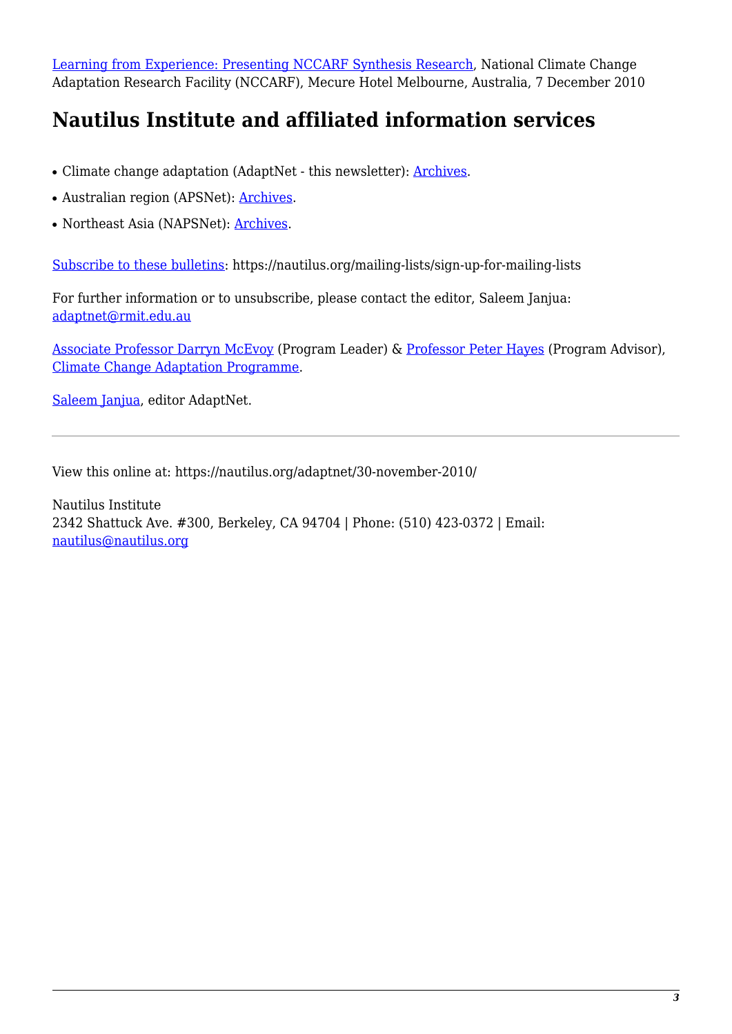Learning from Experience: Presenting NCCARF Synthesis Research, National Climate Change Adaptation Research Facility (NCCARF), Mecure Hotel Melbourne, Australia, 7 December 2010

## Nautilus Institute and affiliated information services

- Climate change adaptation (AdaptNet - this newsletter): Archives.
- Australian region (APSNet): Archives.
- Northeast Asia (NAPSNet): Archives.

Subscribe to these bulletins: https://nautilus.org/mailing-lists/sign-up-for-mailing-lists

For further information or to unsubscribe, please contact the editor, Saleem Janjua: adaptnet@rmit.edu.au

Associate Professor Darryn McEvoy (Program Leader) & Professor Peter Hayes (Program Advisor), Climate Change Adaptation Programme.

Saleem Janjua, editor AdaptNet.

---

View this online at: https://nautilus.org/adaptnet/30-november-2010/

Nautilus Institute
2342 Shattuck Ave. #300, Berkeley, CA 94704 | Phone: (510) 423-0372 | Email: nautilus@nautilus.org